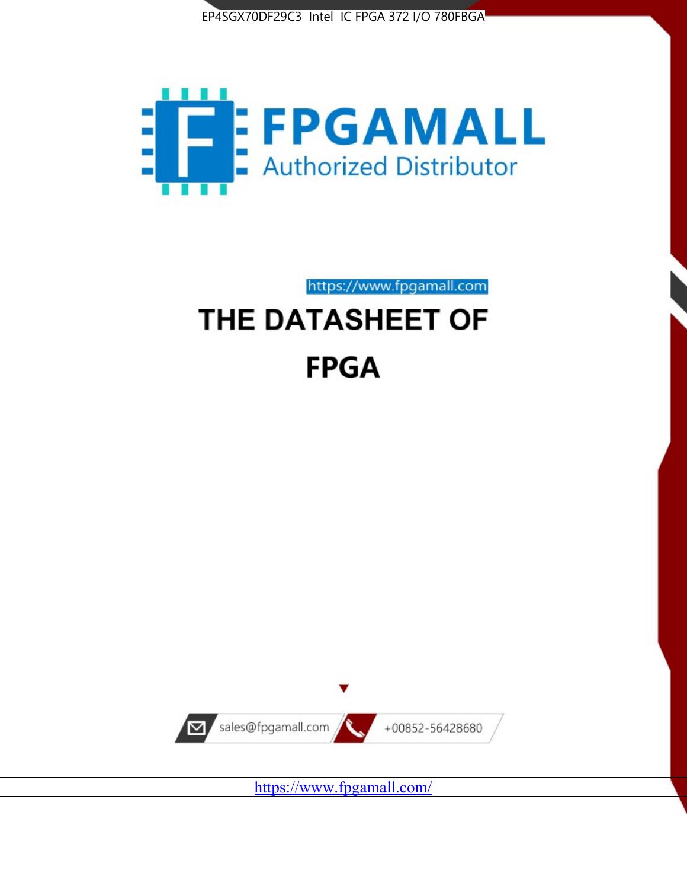EP4SGX70DF29C3 Intel IC FPGA 372 I/O 780FBGA

FPGAMALL

Authorized Distributor

https://www.fpgamall.com

# THE DATASHEET OF

# FPGA

sales@fpgamall.com

+00852-56428680

https://www.fpgamall.com/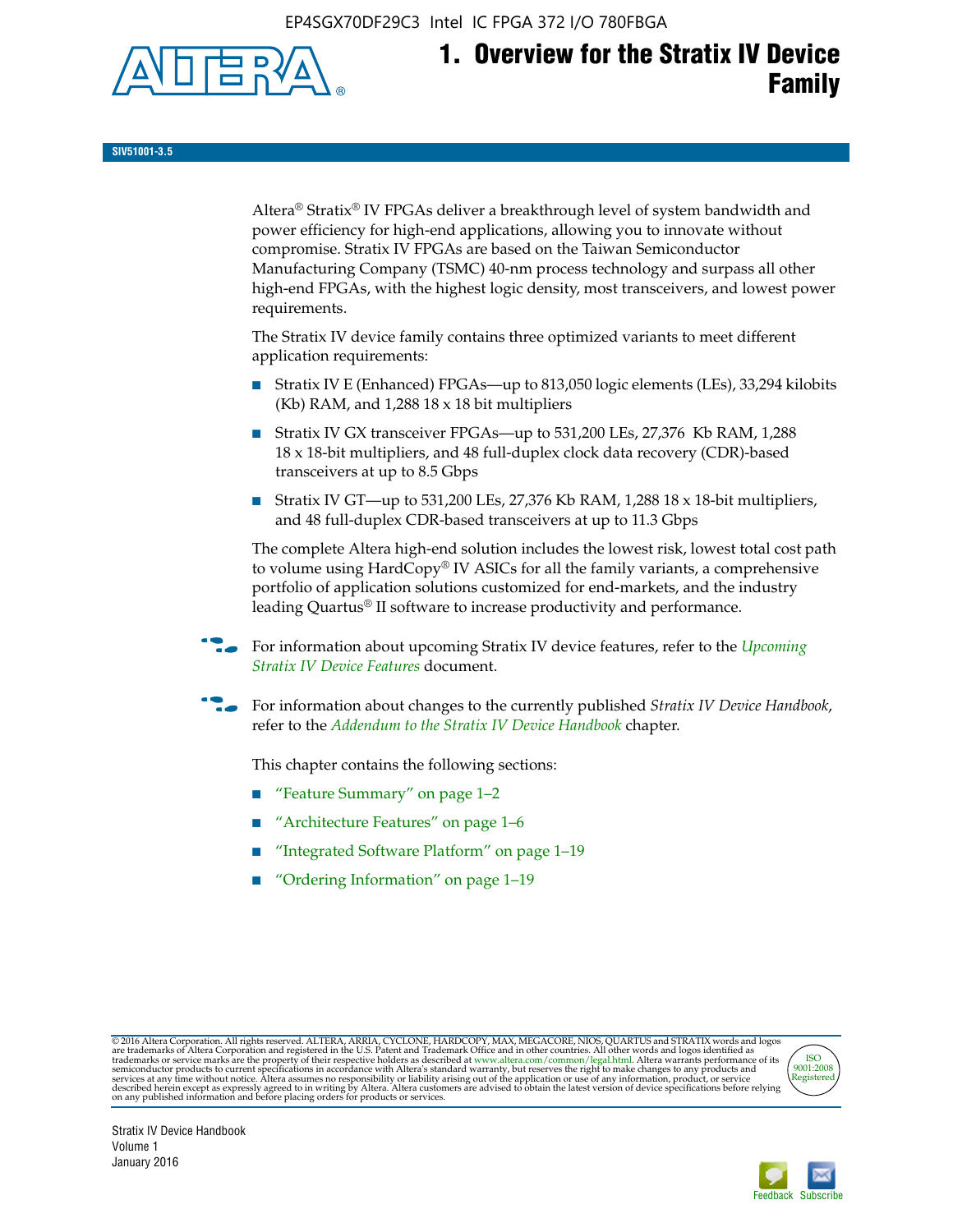# 1. Overview for the Stratix IV Device Family

SIV51001-3.5

Altera® Stratix® IV FPGAs deliver a breakthrough level of system bandwidth and power efficiency for high-end applications, allowing you to innovate without compromise. Stratix IV FPGAs are based on the Taiwan Semiconductor Manufacturing Company (TSMC) 40-nm process technology and surpass all other high-end FPGAs, with the highest logic density, most transceivers, and lowest power requirements.

The Stratix IV device family contains three optimized variants to meet different application requirements:

- Stratix IV E (Enhanced) FPGAs—up to 813,050 logic elements (LEs), 33,294 kilobits (Kb) RAM, and 1,288 18 x 18 bit multipliers
- Stratix IV GX transceiver FPGAs—up to 531,200 LEs, 27,376 Kb RAM, 1,288 18 x 18-bit multipliers, and 48 full-duplex clock data recovery (CDR)-based transceivers at up to 8.5 Gbps
- Stratix IV GT—up to 531,200 LEs, 27,376 Kb RAM, 1,288 18 x 18-bit multipliers, and 48 full-duplex CDR-based transceivers at up to 11.3 Gbps

The complete Altera high-end solution includes the lowest risk, lowest total cost path to volume using HardCopy® IV ASICs for all the family variants, a comprehensive portfolio of application solutions customized for end-markets, and the industry leading Quartus® II software to increase productivity and performance.

For information about upcoming Stratix IV device features, refer to the *Upcoming Stratix IV Device Features* document.

For information about changes to the currently published *Stratix IV Device Handbook*, refer to the *Addendum to the Stratix IV Device Handbook* chapter.

This chapter contains the following sections:

- "Feature Summary" on page 1–2
- "Architecture Features" on page 1–6
- "Integrated Software Platform" on page 1–19
- "Ordering Information" on page 1–19

© 2016 Altera Corporation. All rights reserved. ALTERA, ARRIA, CYCLONE, HARDCOPY, MAX, MEGACORE, NIOS, QUARTUS and STRATIX words and logos are trademarks of Altera Corporation and registered in the U.S. Patent and Trademark Office and in other countries. All other words and logos identified as trademarks or service marks are the property of their respective holders as described at www.altera.com/common/legal.html. Altera warrants performance of its semiconductor products to current specifications in accordance with Altera's standard warranty, but reserves the right to make changes to any products and services at any time without notice. Altera assumes no responsibility or liability arising out of the application or use of any information, product, or service described herein except as expressly agreed to in writing by Altera. Altera customers are advised to obtain the latest version of device specifications before relying on any published information and before placing orders for products or services.

Stratix IV Device Handbook
Volume 1
January 2016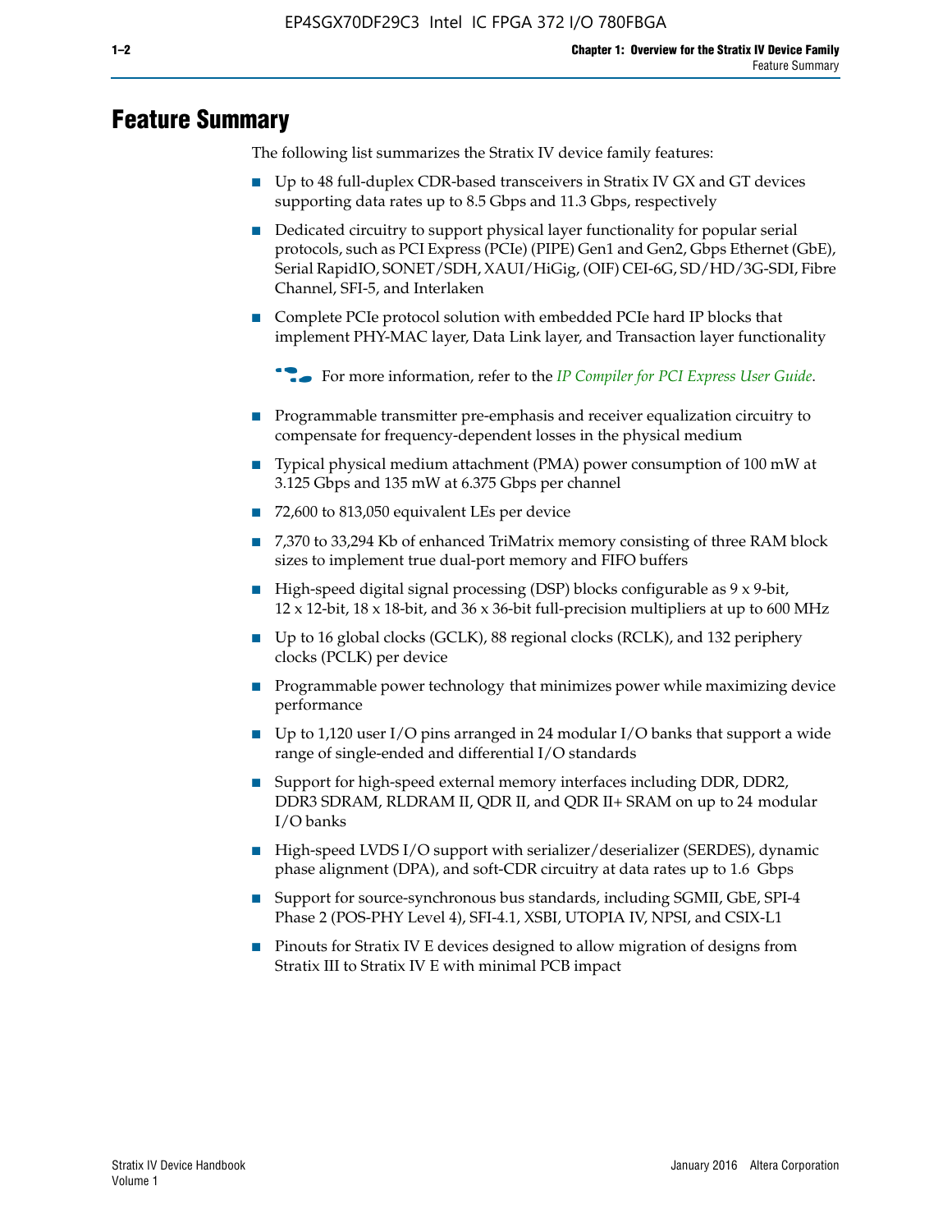# Feature Summary

The following list summarizes the Stratix IV device family features:

- Up to 48 full-duplex CDR-based transceivers in Stratix IV GX and GT devices supporting data rates up to 8.5 Gbps and 11.3 Gbps, respectively
- Dedicated circuitry to support physical layer functionality for popular serial protocols, such as PCI Express (PCIe) (PIPE) Gen1 and Gen2, Gbps Ethernet (GbE), Serial RapidIO, SONET/SDH, XAUI/HiGig, (OIF) CEI-6G, SD/HD/3G-SDI, Fibre Channel, SFI-5, and Interlaken
- Complete PCIe protocol solution with embedded PCIe hard IP blocks that implement PHY-MAC layer, Data Link layer, and Transaction layer functionality

  For more information, refer to the *IP Compiler for PCI Express User Guide*.

- Programmable transmitter pre-emphasis and receiver equalization circuitry to compensate for frequency-dependent losses in the physical medium
- Typical physical medium attachment (PMA) power consumption of 100 mW at 3.125 Gbps and 135 mW at 6.375 Gbps per channel
- 72,600 to 813,050 equivalent LEs per device
- 7,370 to 33,294 Kb of enhanced TriMatrix memory consisting of three RAM block sizes to implement true dual-port memory and FIFO buffers
- High-speed digital signal processing (DSP) blocks configurable as 9 x 9-bit, 12 x 12-bit, 18 x 18-bit, and 36 x 36-bit full-precision multipliers at up to 600 MHz
- Up to 16 global clocks (GCLK), 88 regional clocks (RCLK), and 132 periphery clocks (PCLK) per device
- Programmable power technology that minimizes power while maximizing device performance
- Up to 1,120 user I/O pins arranged in 24 modular I/O banks that support a wide range of single-ended and differential I/O standards
- Support for high-speed external memory interfaces including DDR, DDR2, DDR3 SDRAM, RLDRAM II, QDR II, and QDR II+ SRAM on up to 24 modular I/O banks
- High-speed LVDS I/O support with serializer/deserializer (SERDES), dynamic phase alignment (DPA), and soft-CDR circuitry at data rates up to 1.6 Gbps
- Support for source-synchronous bus standards, including SGMII, GbE, SPI-4 Phase 2 (POS-PHY Level 4), SFI-4.1, XSBI, UTOPIA IV, NPSI, and CSIX-L1
- Pinouts for Stratix IV E devices designed to allow migration of designs from Stratix III to Stratix IV E with minimal PCB impact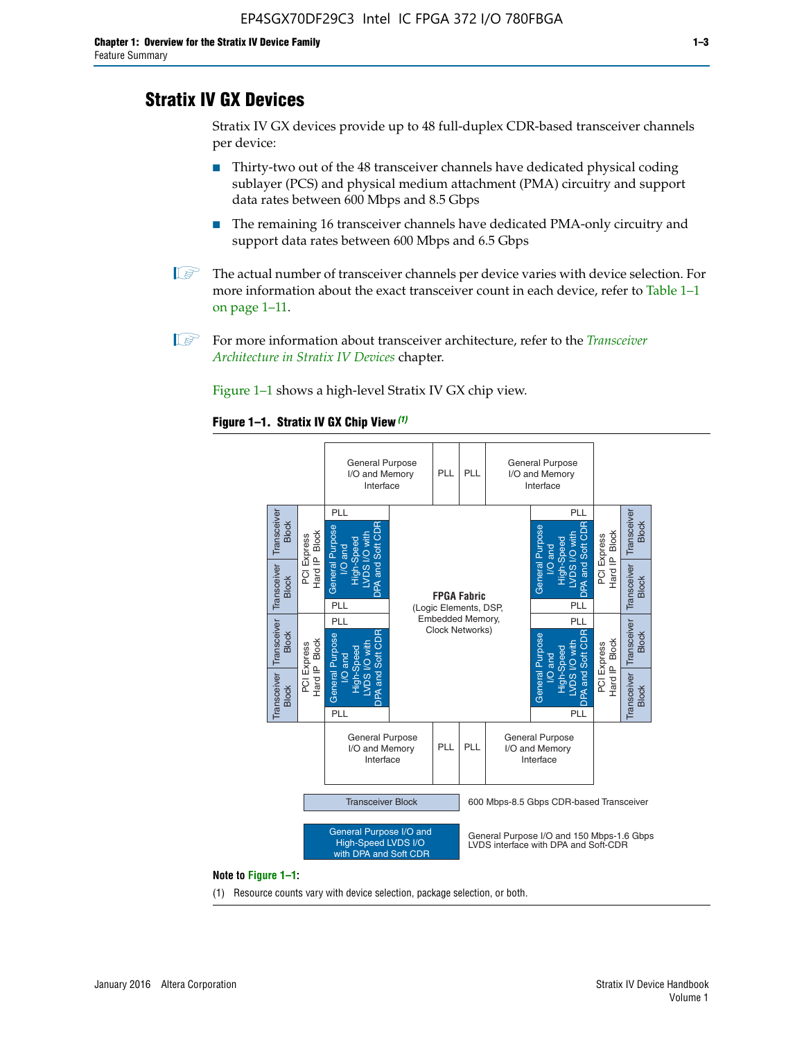# Stratix IV GX Devices

Stratix IV GX devices provide up to 48 full-duplex CDR-based transceiver channels per device:

- Thirty-two out of the 48 transceiver channels have dedicated physical coding sublayer (PCS) and physical medium attachment (PMA) circuitry and support data rates between 600 Mbps and 8.5 Gbps
- The remaining 16 transceiver channels have dedicated PMA-only circuitry and support data rates between 600 Mbps and 6.5 Gbps

The actual number of transceiver channels per device varies with device selection. For more information about the exact transceiver count in each device, refer to Table 1–1 on page 1–11.

For more information about transceiver architecture, refer to the *Transceiver Architecture in Stratix IV Devices* chapter.

Figure 1–1 shows a high-level Stratix IV GX chip view.

**Figure 1–1. Stratix IV GX Chip View** *(1)*

**Note to Figure 1–1:**

(1) Resource counts vary with device selection, package selection, or both.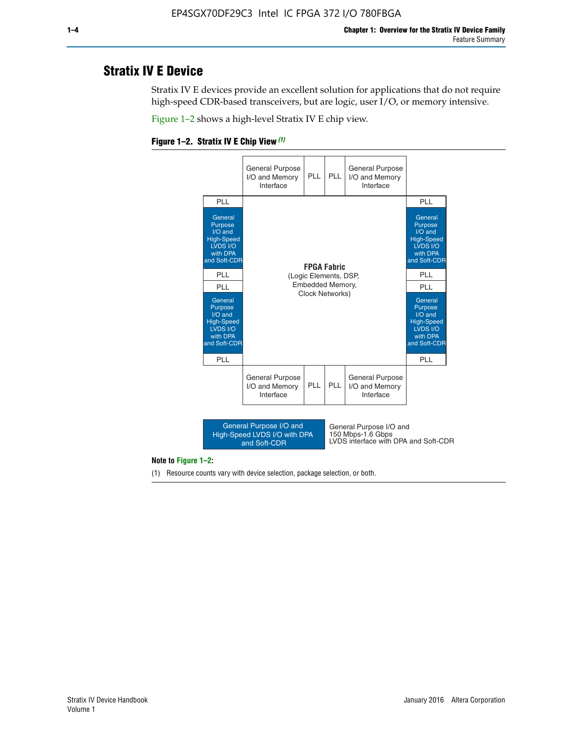## Stratix IV E Device

Stratix IV E devices provide an excellent solution for applications that do not require high-speed CDR-based transceivers, but are logic, user I/O, or memory intensive.

Figure 1–2 shows a high-level Stratix IV E chip view.

**Figure 1–2. Stratix IV E Chip View** *(1)*

General Purpose I/O and Memory Interface | PLL | PLL | General Purpose I/O and Memory Interface

PLL | General Purpose I/O and High-Speed LVDS I/O with DPA and Soft-CDR | PLL | PLL | General Purpose I/O and High-Speed LVDS I/O with DPA and Soft-CDR | PLL

**FPGA Fabric**
(Logic Elements, DSP, Embedded Memory, Clock Networks)

General Purpose I/O and Memory Interface | PLL | PLL | General Purpose I/O and Memory Interface

General Purpose I/O and High-Speed LVDS I/O with DPA and Soft-CDR — General Purpose I/O and 150 Mbps-1.6 Gbps LVDS interface with DPA and Soft-CDR

**Note to Figure 1–2:**

(1) Resource counts vary with device selection, package selection, or both.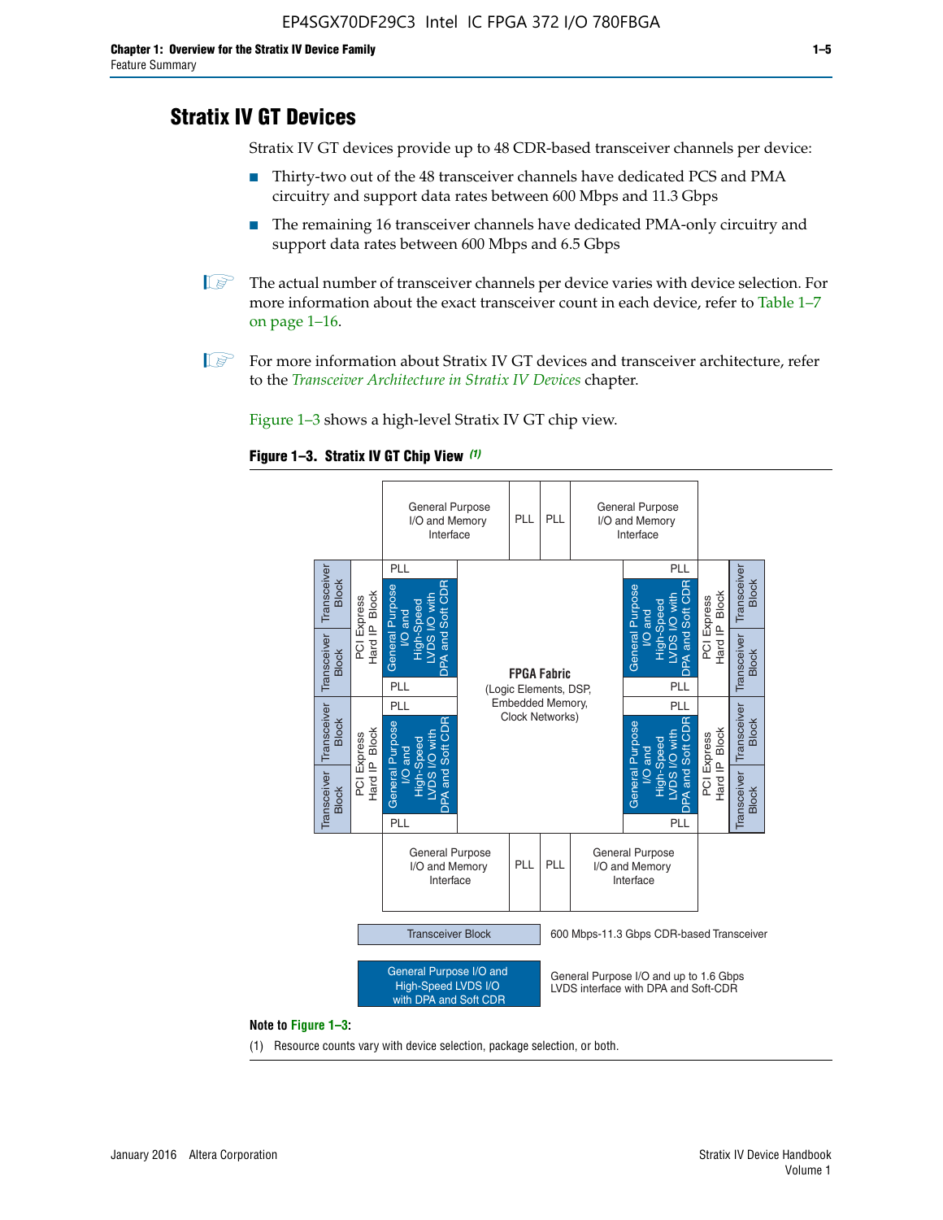## Stratix IV GT Devices

Stratix IV GT devices provide up to 48 CDR-based transceiver channels per device:

- Thirty-two out of the 48 transceiver channels have dedicated PCS and PMA circuitry and support data rates between 600 Mbps and 11.3 Gbps
- The remaining 16 transceiver channels have dedicated PMA-only circuitry and support data rates between 600 Mbps and 6.5 Gbps

The actual number of transceiver channels per device varies with device selection. For more information about the exact transceiver count in each device, refer to Table 1–7 on page 1–16.

For more information about Stratix IV GT devices and transceiver architecture, refer to the *Transceiver Architecture in Stratix IV Devices* chapter.

Figure 1–3 shows a high-level Stratix IV GT chip view.

**Figure 1–3. Stratix IV GT Chip View** *(1)*

General Purpose I/O and Memory Interface | PLL | PLL | General Purpose I/O and Memory Interface

Transceiver Block | Transceiver Block | PCI Express Hard IP Block | PLL | General Purpose I/O and High-Speed LVDS I/O with DPA and Soft CDR | PLL

**FPGA Fabric** (Logic Elements, DSP, Embedded Memory, Clock Networks)

Transceiver Block — 600 Mbps-11.3 Gbps CDR-based Transceiver

General Purpose I/O and High-Speed LVDS I/O with DPA and Soft CDR — General Purpose I/O and up to 1.6 Gbps LVDS interface with DPA and Soft-CDR

**Note to Figure 1–3:**

(1) Resource counts vary with device selection, package selection, or both.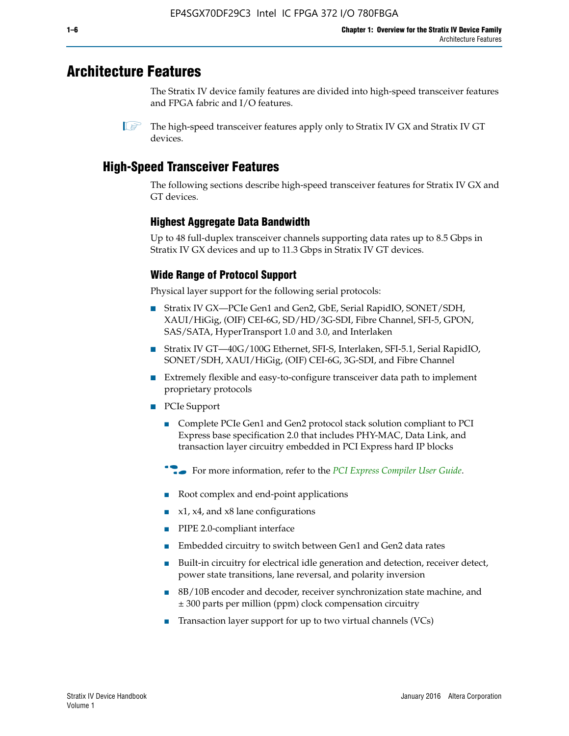# Architecture Features

The Stratix IV device family features are divided into high-speed transceiver features and FPGA fabric and I/O features.

The high-speed transceiver features apply only to Stratix IV GX and Stratix IV GT devices.

## High-Speed Transceiver Features

The following sections describe high-speed transceiver features for Stratix IV GX and GT devices.

### Highest Aggregate Data Bandwidth

Up to 48 full-duplex transceiver channels supporting data rates up to 8.5 Gbps in Stratix IV GX devices and up to 11.3 Gbps in Stratix IV GT devices.

### Wide Range of Protocol Support

Physical layer support for the following serial protocols:

- Stratix IV GX—PCIe Gen1 and Gen2, GbE, Serial RapidIO, SONET/SDH, XAUI/HiGig, (OIF) CEI-6G, SD/HD/3G-SDI, Fibre Channel, SFI-5, GPON, SAS/SATA, HyperTransport 1.0 and 3.0, and Interlaken
- Stratix IV GT—40G/100G Ethernet, SFI-S, Interlaken, SFI-5.1, Serial RapidIO, SONET/SDH, XAUI/HiGig, (OIF) CEI-6G, 3G-SDI, and Fibre Channel
- Extremely flexible and easy-to-configure transceiver data path to implement proprietary protocols
- PCIe Support
  - Complete PCIe Gen1 and Gen2 protocol stack solution compliant to PCI Express base specification 2.0 that includes PHY-MAC, Data Link, and transaction layer circuitry embedded in PCI Express hard IP blocks

  For more information, refer to the *PCI Express Compiler User Guide*.

  - Root complex and end-point applications
  - x1, x4, and x8 lane configurations
  - PIPE 2.0-compliant interface
  - Embedded circuitry to switch between Gen1 and Gen2 data rates
  - Built-in circuitry for electrical idle generation and detection, receiver detect, power state transitions, lane reversal, and polarity inversion
  - 8B/10B encoder and decoder, receiver synchronization state machine, and ± 300 parts per million (ppm) clock compensation circuitry
  - Transaction layer support for up to two virtual channels (VCs)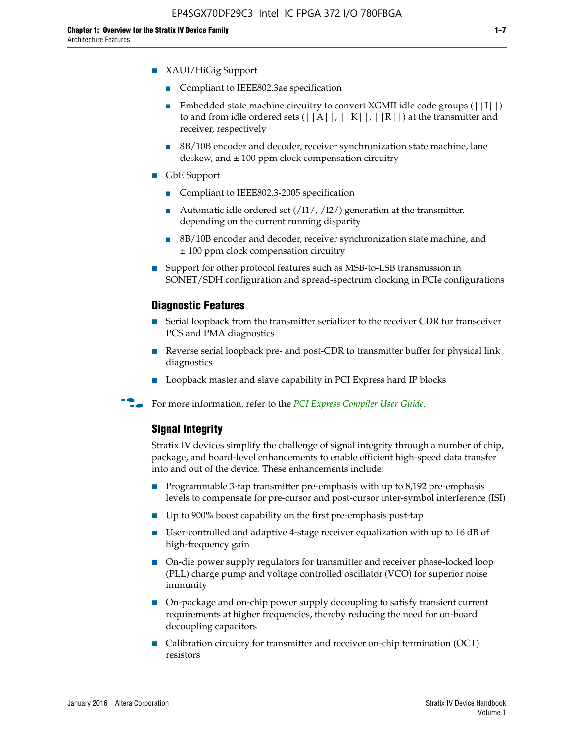- XAUI/HiGig Support
  - Compliant to IEEE802.3ae specification
  - Embedded state machine circuitry to convert XGMII idle code groups (||I||) to and from idle ordered sets (||A||, ||K||, ||R||) at the transmitter and receiver, respectively
  - 8B/10B encoder and decoder, receiver synchronization state machine, lane deskew, and ± 100 ppm clock compensation circuitry
- GbE Support
  - Compliant to IEEE802.3-2005 specification
  - Automatic idle ordered set (/I1/, /I2/) generation at the transmitter, depending on the current running disparity
  - 8B/10B encoder and decoder, receiver synchronization state machine, and ± 100 ppm clock compensation circuitry
- Support for other protocol features such as MSB-to-LSB transmission in SONET/SDH configuration and spread-spectrum clocking in PCIe configurations

### Diagnostic Features

- Serial loopback from the transmitter serializer to the receiver CDR for transceiver PCS and PMA diagnostics
- Reverse serial loopback pre- and post-CDR to transmitter buffer for physical link diagnostics
- Loopback master and slave capability in PCI Express hard IP blocks

For more information, refer to the *PCI Express Compiler User Guide*.

### Signal Integrity

Stratix IV devices simplify the challenge of signal integrity through a number of chip, package, and board-level enhancements to enable efficient high-speed data transfer into and out of the device. These enhancements include:

- Programmable 3-tap transmitter pre-emphasis with up to 8,192 pre-emphasis levels to compensate for pre-cursor and post-cursor inter-symbol interference (ISI)
- Up to 900% boost capability on the first pre-emphasis post-tap
- User-controlled and adaptive 4-stage receiver equalization with up to 16 dB of high-frequency gain
- On-die power supply regulators for transmitter and receiver phase-locked loop (PLL) charge pump and voltage controlled oscillator (VCO) for superior noise immunity
- On-package and on-chip power supply decoupling to satisfy transient current requirements at higher frequencies, thereby reducing the need for on-board decoupling capacitors
- Calibration circuitry for transmitter and receiver on-chip termination (OCT) resistors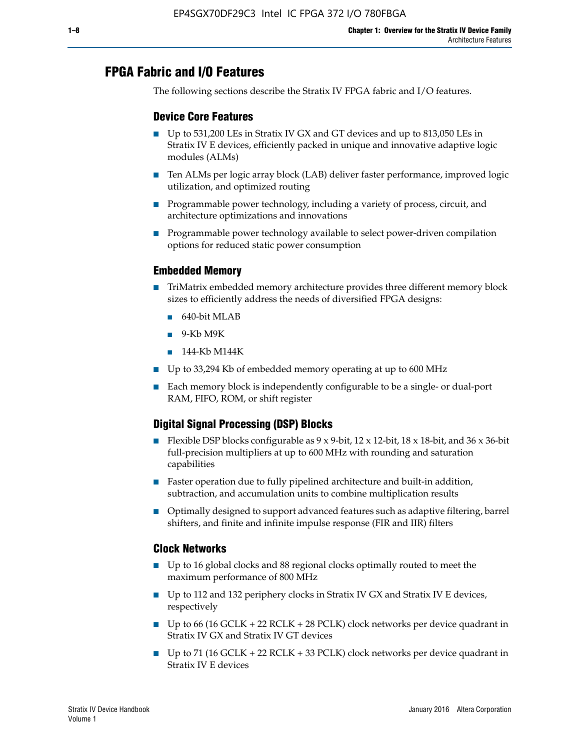## FPGA Fabric and I/O Features

The following sections describe the Stratix IV FPGA fabric and I/O features.

### Device Core Features

- Up to 531,200 LEs in Stratix IV GX and GT devices and up to 813,050 LEs in Stratix IV E devices, efficiently packed in unique and innovative adaptive logic modules (ALMs)
- Ten ALMs per logic array block (LAB) deliver faster performance, improved logic utilization, and optimized routing
- Programmable power technology, including a variety of process, circuit, and architecture optimizations and innovations
- Programmable power technology available to select power-driven compilation options for reduced static power consumption

### Embedded Memory

- TriMatrix embedded memory architecture provides three different memory block sizes to efficiently address the needs of diversified FPGA designs:
  - 640-bit MLAB
  - 9-Kb M9K
  - 144-Kb M144K
- Up to 33,294 Kb of embedded memory operating at up to 600 MHz
- Each memory block is independently configurable to be a single- or dual-port RAM, FIFO, ROM, or shift register

### Digital Signal Processing (DSP) Blocks

- Flexible DSP blocks configurable as 9 x 9-bit, 12 x 12-bit, 18 x 18-bit, and 36 x 36-bit full-precision multipliers at up to 600 MHz with rounding and saturation capabilities
- Faster operation due to fully pipelined architecture and built-in addition, subtraction, and accumulation units to combine multiplication results
- Optimally designed to support advanced features such as adaptive filtering, barrel shifters, and finite and infinite impulse response (FIR and IIR) filters

### Clock Networks

- Up to 16 global clocks and 88 regional clocks optimally routed to meet the maximum performance of 800 MHz
- Up to 112 and 132 periphery clocks in Stratix IV GX and Stratix IV E devices, respectively
- Up to 66 (16 GCLK + 22 RCLK + 28 PCLK) clock networks per device quadrant in Stratix IV GX and Stratix IV GT devices
- Up to 71 (16 GCLK + 22 RCLK + 33 PCLK) clock networks per device quadrant in Stratix IV E devices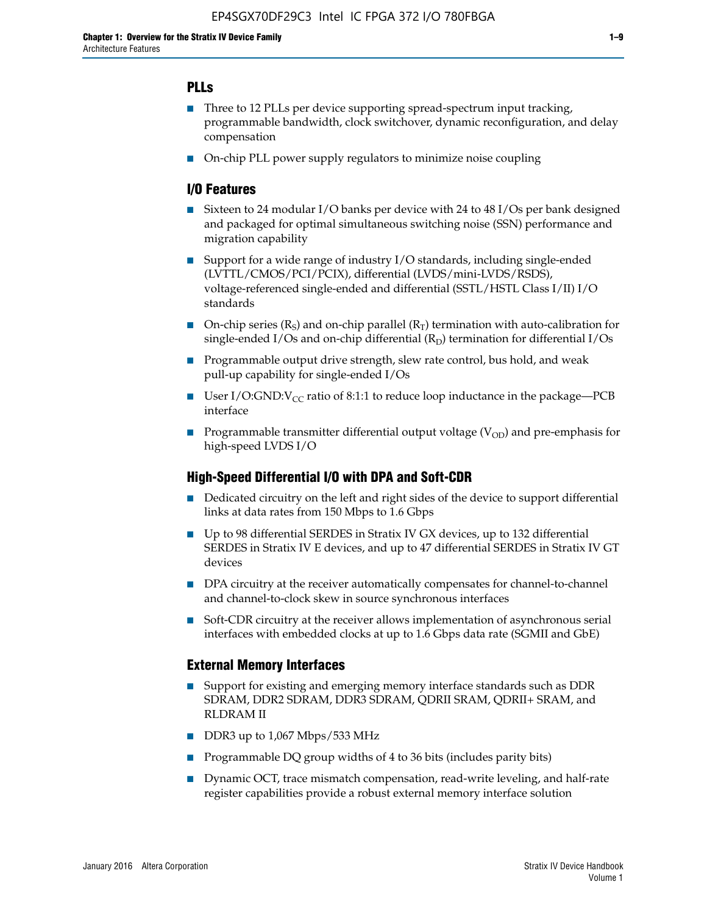## PLLs

- Three to 12 PLLs per device supporting spread-spectrum input tracking, programmable bandwidth, clock switchover, dynamic reconfiguration, and delay compensation
- On-chip PLL power supply regulators to minimize noise coupling

## I/O Features

- Sixteen to 24 modular I/O banks per device with 24 to 48 I/Os per bank designed and packaged for optimal simultaneous switching noise (SSN) performance and migration capability
- Support for a wide range of industry I/O standards, including single-ended (LVTTL/CMOS/PCI/PCIX), differential (LVDS/mini-LVDS/RSDS), voltage-referenced single-ended and differential (SSTL/HSTL Class I/II) I/O standards
- On-chip series ($R_S$) and on-chip parallel ($R_T$) termination with auto-calibration for single-ended I/Os and on-chip differential ($R_D$) termination for differential I/Os
- Programmable output drive strength, slew rate control, bus hold, and weak pull-up capability for single-ended I/Os
- User I/O:GND:$V_{CC}$ ratio of 8:1:1 to reduce loop inductance in the package—PCB interface
- Programmable transmitter differential output voltage ($V_{OD}$) and pre-emphasis for high-speed LVDS I/O

## High-Speed Differential I/O with DPA and Soft-CDR

- Dedicated circuitry on the left and right sides of the device to support differential links at data rates from 150 Mbps to 1.6 Gbps
- Up to 98 differential SERDES in Stratix IV GX devices, up to 132 differential SERDES in Stratix IV E devices, and up to 47 differential SERDES in Stratix IV GT devices
- DPA circuitry at the receiver automatically compensates for channel-to-channel and channel-to-clock skew in source synchronous interfaces
- Soft-CDR circuitry at the receiver allows implementation of asynchronous serial interfaces with embedded clocks at up to 1.6 Gbps data rate (SGMII and GbE)

## External Memory Interfaces

- Support for existing and emerging memory interface standards such as DDR SDRAM, DDR2 SDRAM, DDR3 SDRAM, QDRII SRAM, QDRII+ SRAM, and RLDRAM II
- DDR3 up to 1,067 Mbps/533 MHz
- Programmable DQ group widths of 4 to 36 bits (includes parity bits)
- Dynamic OCT, trace mismatch compensation, read-write leveling, and half-rate register capabilities provide a robust external memory interface solution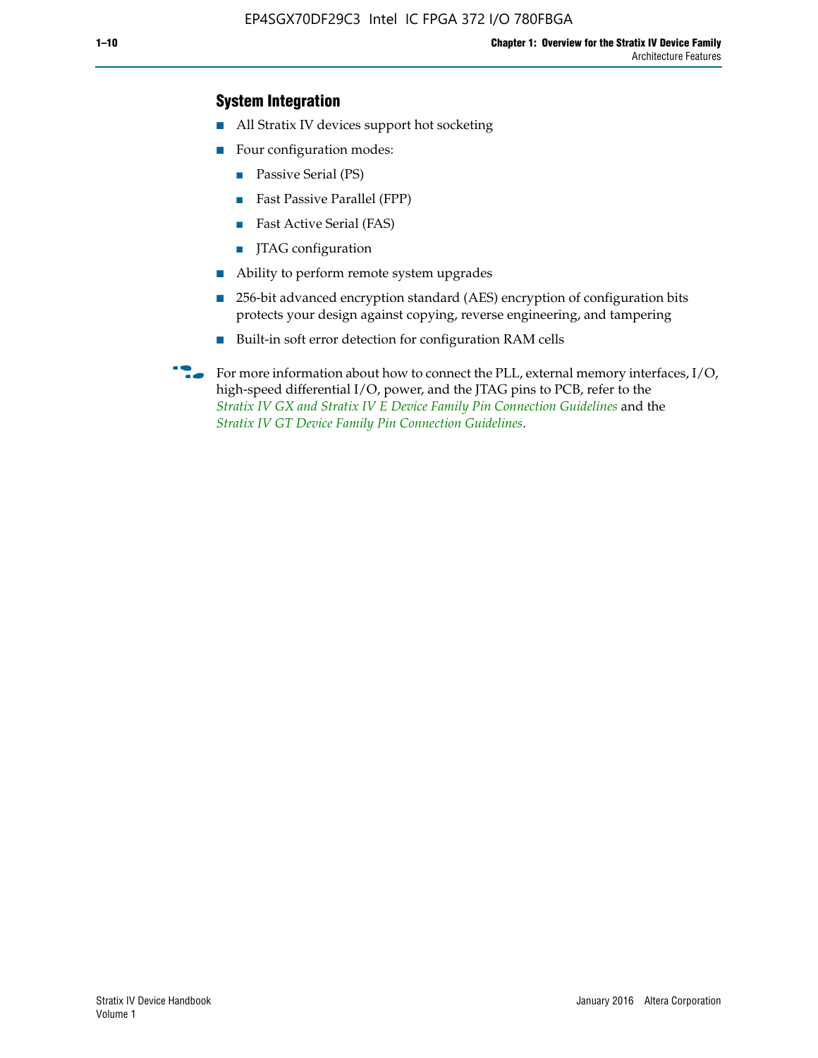### System Integration

- All Stratix IV devices support hot socketing
- Four configuration modes:
  - Passive Serial (PS)
  - Fast Passive Parallel (FPP)
  - Fast Active Serial (FAS)
  - JTAG configuration
- Ability to perform remote system upgrades
- 256-bit advanced encryption standard (AES) encryption of configuration bits protects your design against copying, reverse engineering, and tampering
- Built-in soft error detection for configuration RAM cells

For more information about how to connect the PLL, external memory interfaces, I/O, high-speed differential I/O, power, and the JTAG pins to PCB, refer to the *Stratix IV GX and Stratix IV E Device Family Pin Connection Guidelines* and the *Stratix IV GT Device Family Pin Connection Guidelines*.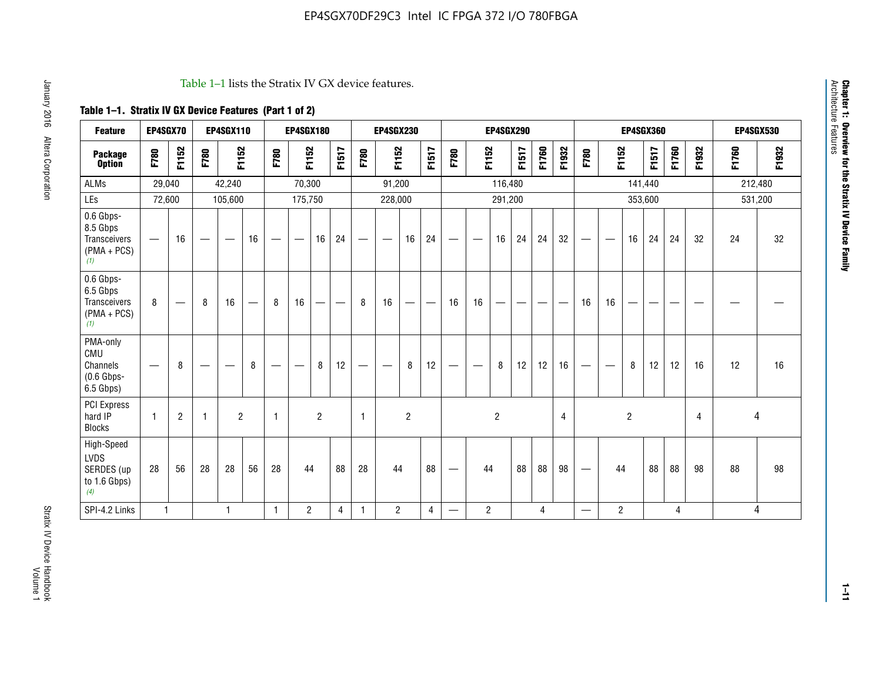Table 1–1 lists the Stratix IV GX device features.

**Table 1–1. Stratix IV GX Device Features (Part 1 of 2)**

| Feature | EP4SGX70 | | EP4SGX110 | | | EP4SGX180 | | | | EP4SGX230 | | | | EP4SGX290 | | | | | | EP4SGX360 | | | | | | EP4SGX530 | |
|---|---|---|---|---|---|---|---|---|---|---|---|---|---|---|---|---|---|---|---|---|---|---|---|---|---|---|---|
| **Package Option** | F780 | F1152 | F780 | F1152 | | F780 | F1152 | | F1517 | F780 | F1152 | | F1517 | F780 | F1152 | | F1517 | F1760 | F1932 | F780 | F1152 | | F1517 | F1760 | F1932 | F1760 | F1932 |
| ALMs | 29,040 | | 42,240 | | | 70,300 | | | | 91,200 | | | | 116,480 | | | | | | 141,440 | | | | | | 212,480 | |
| LEs | 72,600 | | 105,600 | | | 175,750 | | | | 228,000 | | | | 291,200 | | | | | | 353,600 | | | | | | 531,200 | |
| 0.6 Gbps-8.5 Gbps Transceivers (PMA + PCS) *(1)* | — | 16 | — | — | 16 | — | — | 16 | 24 | — | — | 16 | 24 | — | — | 16 | 24 | 24 | 32 | — | — | 16 | 24 | 24 | 32 | 24 | 32 |
| 0.6 Gbps-6.5 Gbps Transceivers (PMA + PCS) *(1)* | 8 | — | 8 | 16 | — | 8 | 16 | — | — | 8 | 16 | — | — | 16 | 16 | — | — | — | — | 16 | 16 | — | — | — | — | — | — |
| PMA-only CMU Channels (0.6 Gbps-6.5 Gbps) | — | 8 | — | — | 8 | — | — | 8 | 12 | — | — | 8 | 12 | — | — | 8 | 12 | 12 | 16 | — | — | 8 | 12 | 12 | 16 | 12 | 16 |
| PCI Express hard IP Blocks | 1 | 2 | 1 | 2 | | 1 | 2 | | | 1 | 2 | | | 2 | | | | | 4 | 2 | | | | | 4 | 4 | |
| High-Speed LVDS SERDES (up to 1.6 Gbps) *(4)* | 28 | 56 | 28 | 28 | 56 | 28 | 44 | | 88 | 28 | 44 | | 88 | — | 44 | | 88 | 88 | 98 | — | 44 | | 88 | 88 | 98 | 88 | 98 |
| SPI-4.2 Links | 1 | | 1 | | | 1 | 2 | | 4 | 1 | 2 | | 4 | — | 2 | | 4 | | | — | 2 | | 4 | | | 4 | |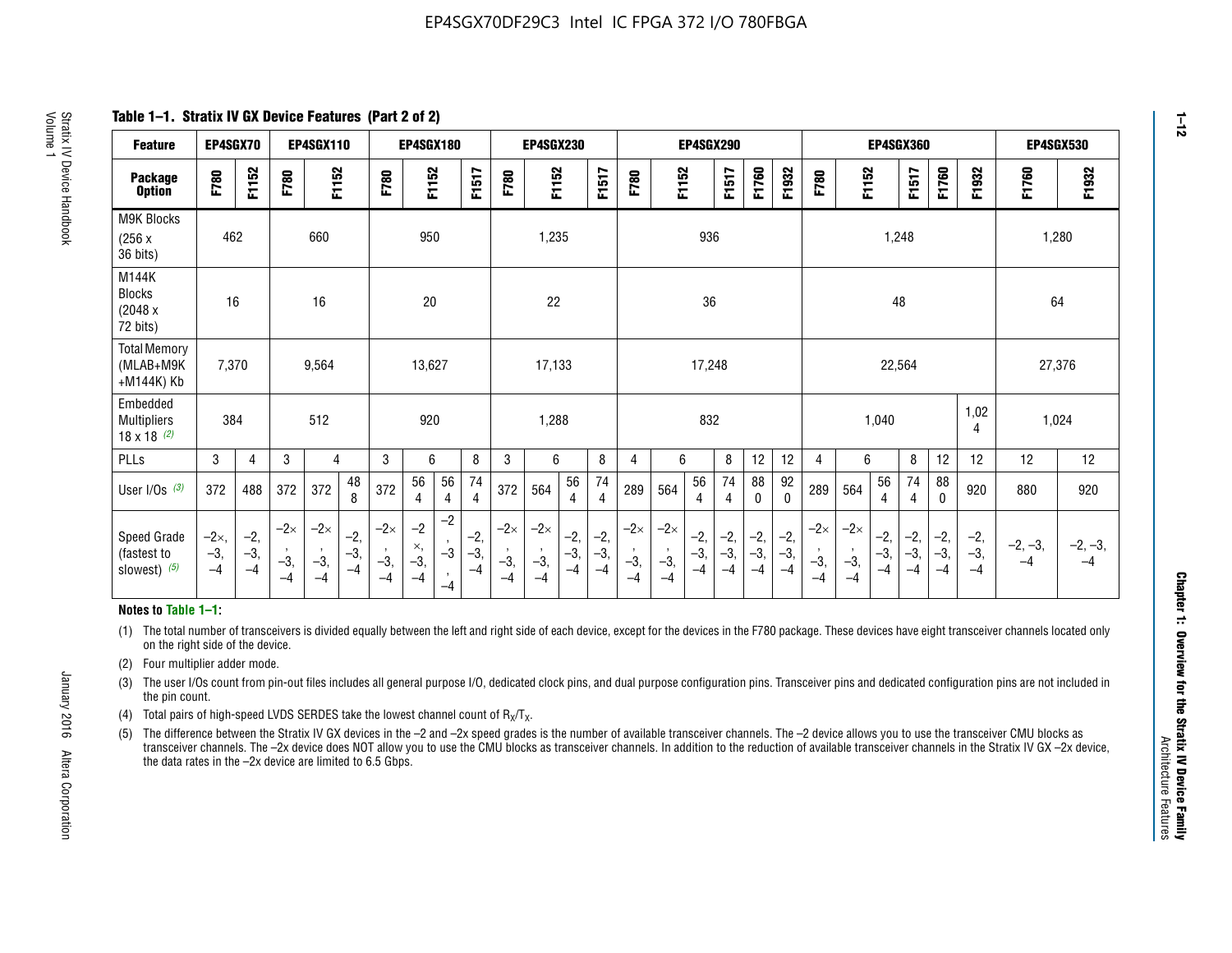## Table 1–1. Stratix IV GX Device Features (Part 2 of 2)

| Feature | EP4SGX70 | | EP4SGX110 | | | EP4SGX180 | | | | EP4SGX230 | | | | EP4SGX290 | | | | | | EP4SGX360 | | | | | | EP4SGX530 | |
|---|---|---|---|---|---|---|---|---|---|---|---|---|---|---|---|---|---|---|---|---|---|---|---|---|---|---|---|
| **Package Option** | F780 | F1152 | F780 | F1152 | | F780 | F1152 | | F1517 | F780 | F1152 | | F1517 | F780 | F1152 | | F1517 | F1760 | F1932 | F780 | F1152 | | F1517 | F1760 | F1932 | F1760 | F1932 |
| M9K Blocks (256 x 36 bits) | 462 | | 660 | | | 950 | | | | 1,235 | | | | 936 | | | | | | 1,248 | | | | | | 1,280 | |
| M144K Blocks (2048 x 72 bits) | 16 | | 16 | | | 20 | | | | 22 | | | | 36 | | | | | | 48 | | | | | | 64 | |
| Total Memory (MLAB+M9K +M144K) Kb | 7,370 | | 9,564 | | | 13,627 | | | | 17,133 | | | | 17,248 | | | | | | 22,564 | | | | | | 27,376 | |
| Embedded Multipliers 18 x 18 (2) | 384 | | 512 | | | 920 | | | | 1,288 | | | | 832 | | | | | | 1,040 | | | | | 1,024 | 1,024 | |
| PLLs | 3 | 4 | 3 | 4 | | 3 | 6 | | 8 | 3 | 6 | | 8 | 4 | 6 | | 8 | 12 | 12 | 4 | 6 | | 8 | 12 | 12 | 12 | 12 |
| User I/Os (3) | 372 | 488 | 372 | 372 | 488 | 372 | 564 | 564 | 744 | 372 | 564 | 564 | 744 | 289 | 564 | 564 | 744 | 880 | 920 | 289 | 564 | 564 | 744 | 880 | 920 | 880 | 920 |
| Speed Grade (fastest to slowest) (5) | −2×, −3, −4 | −2, −3, −4 | −2×, −3, −4 | −2×, −3, −4 | −2, −3, −4 | −2×, −3, −4 | −2×, −3, −4 | −2, −3, −4 | −2, −3, −4 | −2×, −3, −4 | −2×, −3, −4 | −2, −3, −4 | −2, −3, −4 | −2×, −3, −4 | −2×, −3, −4 | −2, −3, −4 | −2, −3, −4 | −2, −3, −4 | −2, −3, −4 | −2×, −3, −4 | −2×, −3, −4 | −2, −3, −4 | −2, −3, −4 | −2, −3, −4 | −2, −3, −4 | −2, −3, −4 | −2, −3, −4 |

**Notes to Table 1–1:**

(1) The total number of transceivers is divided equally between the left and right side of each device, except for the devices in the F780 package. These devices have eight transceiver channels located only on the right side of the device.

(2) Four multiplier adder mode.

(3) The user I/Os count from pin-out files includes all general purpose I/O, dedicated clock pins, and dual purpose configuration pins. Transceiver pins and dedicated configuration pins are not included in the pin count.

(4) Total pairs of high-speed LVDS SERDES take the lowest channel count of $R_X/T_X$.

(5) The difference between the Stratix IV GX devices in the –2 and –2x speed grades is the number of available transceiver channels. The –2 device allows you to use the transceiver CMU blocks as transceiver channels. The –2x device does NOT allow you to use the CMU blocks as transceiver channels. In addition to the reduction of available transceiver channels in the Stratix IV GX –2x device, the data rates in the –2x device are limited to 6.5 Gbps.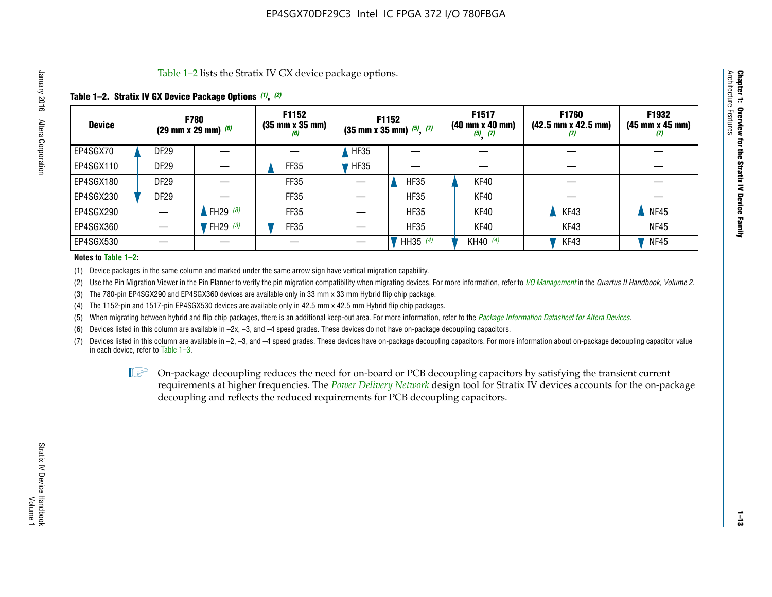Table 1–2 lists the Stratix IV GX device package options.

**Table 1–2. Stratix IV GX Device Package Options (1), (2)**

| Device | F780 (29 mm x 29 mm) (6) | | F1152 (35 mm x 35 mm) (6) | F1152 (35 mm x 35 mm) (5), (7) | | F1517 (40 mm x 40 mm) (5), (7) | F1760 (42.5 mm x 42.5 mm) (7) | F1932 (45 mm x 45 mm) (7) |
|---|---|---|---|---|---|---|---|---|
| EP4SGX70 | DF29 | — | — | HF35 | — | — | — | — |
| EP4SGX110 | DF29 | — | FF35 | HF35 | — | — | — | — |
| EP4SGX180 | DF29 | — | FF35 | — | HF35 | KF40 | — | — |
| EP4SGX230 | DF29 | — | FF35 | — | HF35 | KF40 | — | — |
| EP4SGX290 | — | FH29 (3) | FF35 | — | HF35 | KF40 | KF43 | NF45 |
| EP4SGX360 | — | FH29 (3) | FF35 | — | HF35 | KF40 | KF43 | NF45 |
| EP4SGX530 | — | — | — | — | HH35 (4) | KH40 (4) | KF43 | NF45 |

**Notes to Table 1–2:**

(1) Device packages in the same column and marked under the same arrow sign have vertical migration capability.

(2) Use the Pin Migration Viewer in the Pin Planner to verify the pin migration compatibility when migrating devices. For more information, refer to *I/O Management* in the *Quartus II Handbook, Volume 2*.

(3) The 780-pin EP4SGX290 and EP4SGX360 devices are available only in 33 mm x 33 mm Hybrid flip chip package.

(4) The 1152-pin and 1517-pin EP4SGX530 devices are available only in 42.5 mm x 42.5 mm Hybrid flip chip packages.

(5) When migrating between hybrid and flip chip packages, there is an additional keep-out area. For more information, refer to the *Package Information Datasheet for Altera Devices*.

(6) Devices listed in this column are available in –2x, –3, and –4 speed grades. These devices do not have on-package decoupling capacitors.

(7) Devices listed in this column are available in –2, –3, and –4 speed grades. These devices have on-package decoupling capacitors. For more information about on-package decoupling capacitor value in each device, refer to Table 1–3.

On-package decoupling reduces the need for on-board or PCB decoupling capacitors by satisfying the transient current requirements at higher frequencies. The *Power Delivery Network* design tool for Stratix IV devices accounts for the on-package decoupling and reflects the reduced requirements for PCB decoupling capacitors.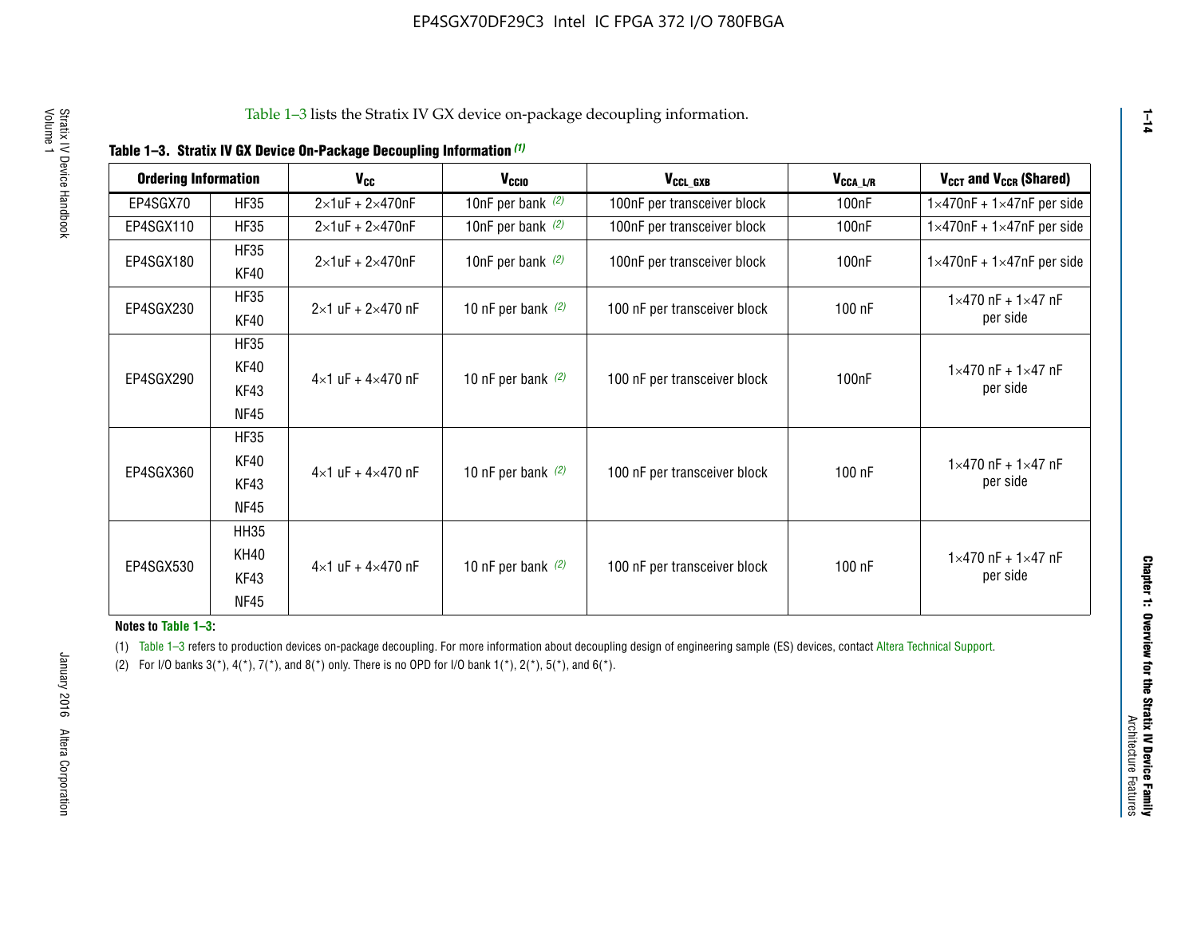Table 1–3 lists the Stratix IV GX device on-package decoupling information.

**Table 1–3. Stratix IV GX Device On-Package Decoupling Information (1)**

| Ordering Information | | $V_{CC}$ | $V_{CCIO}$ | $V_{CCL\_GXB}$ | $V_{CCA\_L/R}$ | $V_{CCT}$ and $V_{CCR}$ (Shared) |
|---|---|---|---|---|---|---|
| EP4SGX70 | HF35 | 2×1uF + 2×470nF | 10nF per bank (2) | 100nF per transceiver block | 100nF | 1×470nF + 1×47nF per side |
| EP4SGX110 | HF35 | 2×1uF + 2×470nF | 10nF per bank (2) | 100nF per transceiver block | 100nF | 1×470nF + 1×47nF per side |
| EP4SGX180 | HF35<br>KF40 | 2×1uF + 2×470nF | 10nF per bank (2) | 100nF per transceiver block | 100nF | 1×470nF + 1×47nF per side |
| EP4SGX230 | HF35<br>KF40 | 2×1 uF + 2×470 nF | 10 nF per bank (2) | 100 nF per transceiver block | 100 nF | 1×470 nF + 1×47 nF per side |
| EP4SGX290 | HF35<br>KF40<br>KF43<br>NF45 | 4×1 uF + 4×470 nF | 10 nF per bank (2) | 100 nF per transceiver block | 100nF | 1×470 nF + 1×47 nF per side |
| EP4SGX360 | HF35<br>KF40<br>KF43<br>NF45 | 4×1 uF + 4×470 nF | 10 nF per bank (2) | 100 nF per transceiver block | 100 nF | 1×470 nF + 1×47 nF per side |
| EP4SGX530 | HH35<br>KH40<br>KF43<br>NF45 | 4×1 uF + 4×470 nF | 10 nF per bank (2) | 100 nF per transceiver block | 100 nF | 1×470 nF + 1×47 nF per side |

**Notes to Table 1–3:**

(1) Table 1–3 refers to production devices on-package decoupling. For more information about decoupling design of engineering sample (ES) devices, contact Altera Technical Support.

(2) For I/O banks 3(*), 4(*), 7(*), and 8(*) only. There is no OPD for I/O bank 1(*), 2(*), 5(*), and 6(*).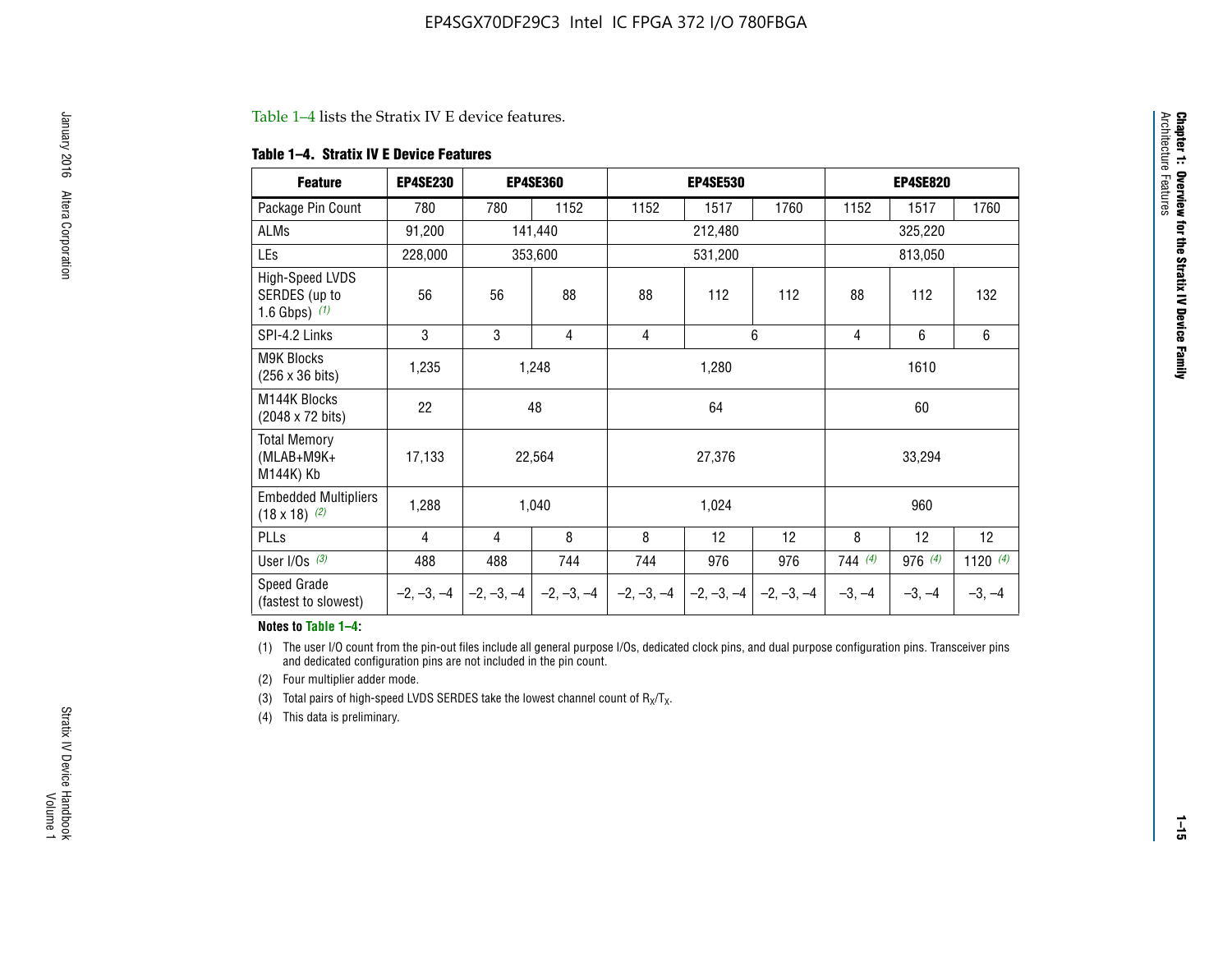Table 1–4 lists the Stratix IV E device features.

**Table 1–4. Stratix IV E Device Features**

| Feature | EP4SE230 | EP4SE360 | | EP4SE530 | | | EP4SE820 | | |
|---|---|---|---|---|---|---|---|---|---|
| Package Pin Count | 780 | 780 | 1152 | 1152 | 1517 | 1760 | 1152 | 1517 | 1760 |
| ALMs | 91,200 | 141,440 | | 212,480 | | | 325,220 | | |
| LEs | 228,000 | 353,600 | | 531,200 | | | 813,050 | | |
| High-Speed LVDS SERDES (up to 1.6 Gbps) (1) | 56 | 56 | 88 | 88 | 112 | 112 | 88 | 112 | 132 |
| SPI-4.2 Links | 3 | 3 | 4 | 4 | 6 | | 4 | 6 | 6 |
| M9K Blocks (256 x 36 bits) | 1,235 | 1,248 | | 1,280 | | | 1610 | | |
| M144K Blocks (2048 x 72 bits) | 22 | 48 | | 64 | | | 60 | | |
| Total Memory (MLAB+M9K+ M144K) Kb | 17,133 | 22,564 | | 27,376 | | | 33,294 | | |
| Embedded Multipliers (18 x 18) (2) | 1,288 | 1,040 | | 1,024 | | | 960 | | |
| PLLs | 4 | 4 | 8 | 8 | 12 | 12 | 8 | 12 | 12 |
| User I/Os (3) | 488 | 488 | 744 | 744 | 976 | 976 | 744 (4) | 976 (4) | 1120 (4) |
| Speed Grade (fastest to slowest) | –2, –3, –4 | –2, –3, –4 | –2, –3, –4 | –2, –3, –4 | –2, –3, –4 | –2, –3, –4 | –3, –4 | –3, –4 | –3, –4 |

**Notes to Table 1–4:**

(1) The user I/O count from the pin-out files include all general purpose I/Os, dedicated clock pins, and dual purpose configuration pins. Transceiver pins and dedicated configuration pins are not included in the pin count.

(2) Four multiplier adder mode.

(3) Total pairs of high-speed LVDS SERDES take the lowest channel count of $R_X/T_X$.

(4) This data is preliminary.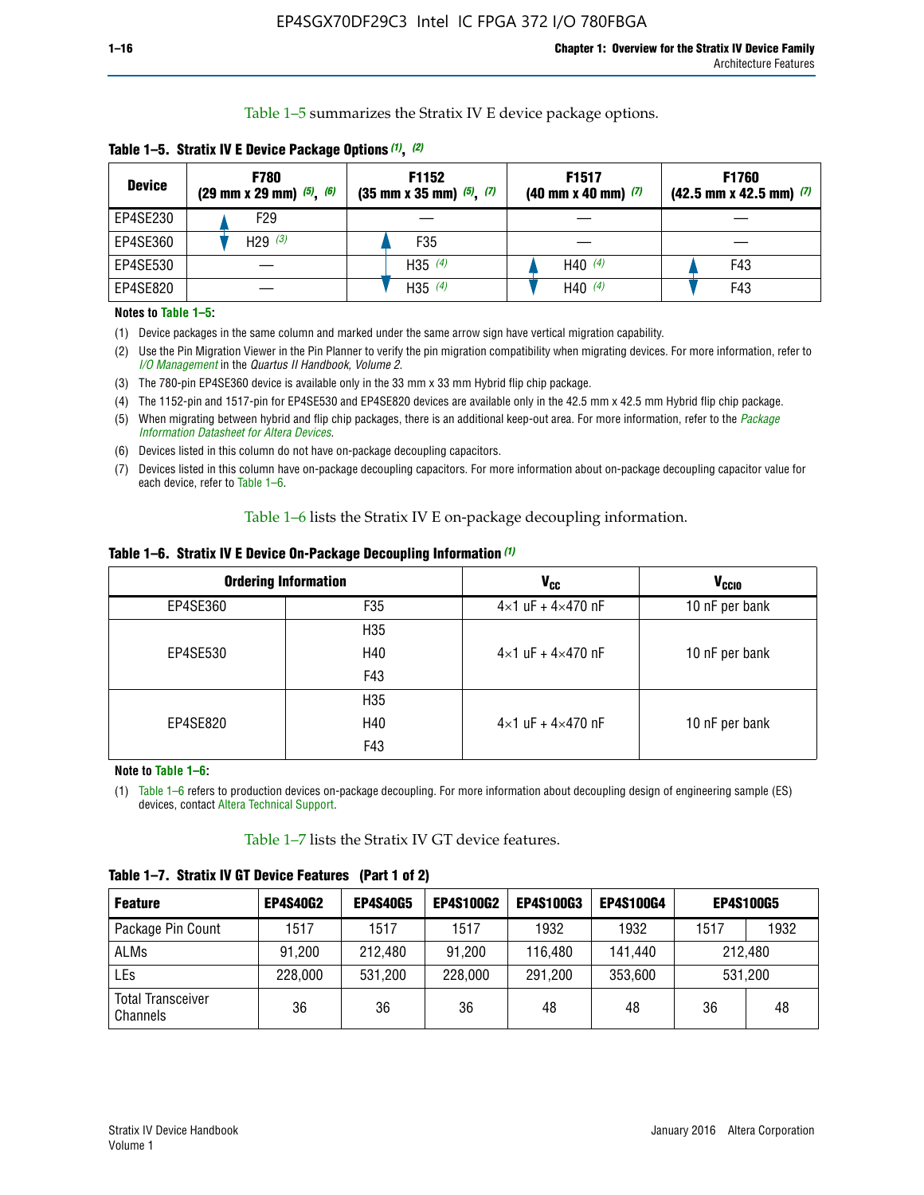Table 1–5 summarizes the Stratix IV E device package options.

**Table 1–5. Stratix IV E Device Package Options (1), (2)**

| Device | F780 (29 mm x 29 mm) (5), (6) | F1152 (35 mm x 35 mm) (5), (7) | F1517 (40 mm x 40 mm) (7) | F1760 (42.5 mm x 42.5 mm) (7) |
|---|---|---|---|---|
| EP4SE230 | F29 | — | — | — |
| EP4SE360 | H29 (3) | F35 | — | — |
| EP4SE530 | — | H35 (4) | H40 (4) | F43 |
| EP4SE820 | — | H35 (4) | H40 (4) | F43 |

**Notes to Table 1–5:**

(1) Device packages in the same column and marked under the same arrow sign have vertical migration capability.

(2) Use the Pin Migration Viewer in the Pin Planner to verify the pin migration compatibility when migrating devices. For more information, refer to *I/O Management* in the *Quartus II Handbook, Volume 2*.

(3) The 780-pin EP4SE360 device is available only in the 33 mm x 33 mm Hybrid flip chip package.

(4) The 1152-pin and 1517-pin for EP4SE530 and EP4SE820 devices are available only in the 42.5 mm x 42.5 mm Hybrid flip chip package.

(5) When migrating between hybrid and flip chip packages, there is an additional keep-out area. For more information, refer to the *Package Information Datasheet for Altera Devices*.

(6) Devices listed in this column do not have on-package decoupling capacitors.

(7) Devices listed in this column have on-package decoupling capacitors. For more information about on-package decoupling capacitor value for each device, refer to Table 1–6.

Table 1–6 lists the Stratix IV E on-package decoupling information.

**Table 1–6. Stratix IV E Device On-Package Decoupling Information (1)**

| Ordering Information | | $V_{CC}$ | $V_{CCIO}$ |
|---|---|---|---|
| EP4SE360 | F35 | 4×1 uF + 4×470 nF | 10 nF per bank |
| EP4SE530 | H35<br>H40<br>F43 | 4×1 uF + 4×470 nF | 10 nF per bank |
| EP4SE820 | H35<br>H40<br>F43 | 4×1 uF + 4×470 nF | 10 nF per bank |

**Note to Table 1–6:**

(1) Table 1–6 refers to production devices on-package decoupling. For more information about decoupling design of engineering sample (ES) devices, contact Altera Technical Support.

Table 1–7 lists the Stratix IV GT device features.

**Table 1–7. Stratix IV GT Device Features (Part 1 of 2)**

| Feature | EP4S40G2 | EP4S40G5 | EP4S100G2 | EP4S100G3 | EP4S100G4 | EP4S100G5 | |
|---|---|---|---|---|---|---|---|
| Package Pin Count | 1517 | 1517 | 1517 | 1932 | 1932 | 1517 | 1932 |
| ALMs | 91,200 | 212,480 | 91,200 | 116,480 | 141,440 | 212,480 | |
| LEs | 228,000 | 531,200 | 228,000 | 291,200 | 353,600 | 531,200 | |
| Total Transceiver Channels | 36 | 36 | 36 | 48 | 48 | 36 | 48 |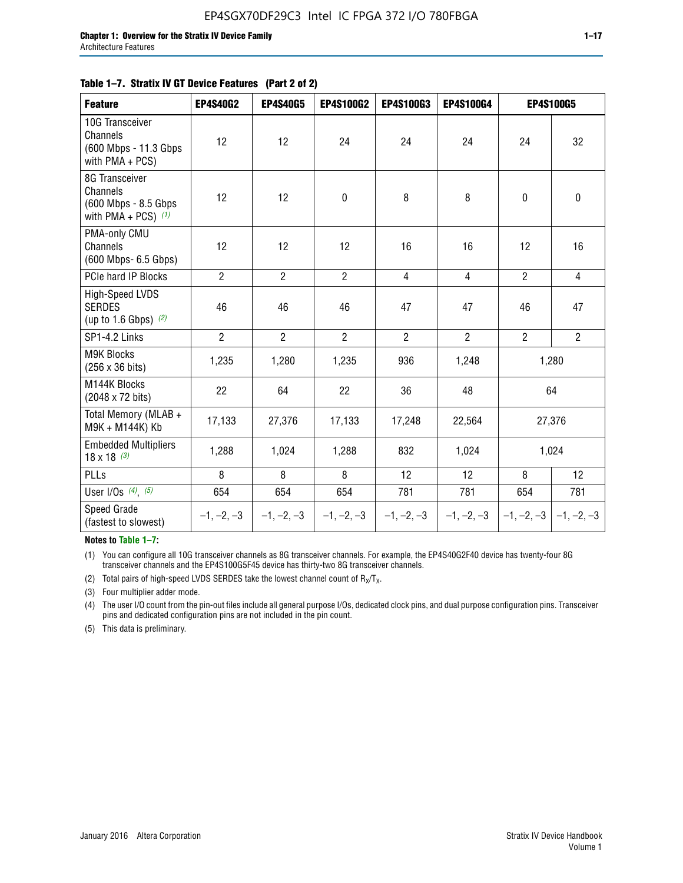**Table 1–7. Stratix IV GT Device Features (Part 2 of 2)**

| Feature | EP4S40G2 | EP4S40G5 | EP4S100G2 | EP4S100G3 | EP4S100G4 | EP4S100G5 | |
|---|---|---|---|---|---|---|---|
| 10G Transceiver Channels (600 Mbps - 11.3 Gbps with PMA + PCS) | 12 | 12 | 24 | 24 | 24 | 24 | 32 |
| 8G Transceiver Channels (600 Mbps - 8.5 Gbps with PMA + PCS) *(1)* | 12 | 12 | 0 | 8 | 8 | 0 | 0 |
| PMA-only CMU Channels (600 Mbps- 6.5 Gbps) | 12 | 12 | 12 | 16 | 16 | 12 | 16 |
| PCIe hard IP Blocks | 2 | 2 | 2 | 4 | 4 | 2 | 4 |
| High-Speed LVDS SERDES (up to 1.6 Gbps) *(2)* | 46 | 46 | 46 | 47 | 47 | 46 | 47 |
| SP1-4.2 Links | 2 | 2 | 2 | 2 | 2 | 2 | 2 |
| M9K Blocks (256 x 36 bits) | 1,235 | 1,280 | 1,235 | 936 | 1,248 | 1,280 | |
| M144K Blocks (2048 x 72 bits) | 22 | 64 | 22 | 36 | 48 | 64 | |
| Total Memory (MLAB + M9K + M144K) Kb | 17,133 | 27,376 | 17,133 | 17,248 | 22,564 | 27,376 | |
| Embedded Multipliers 18 x 18 *(3)* | 1,288 | 1,024 | 1,288 | 832 | 1,024 | 1,024 | |
| PLLs | 8 | 8 | 8 | 12 | 12 | 8 | 12 |
| User I/Os *(4)*, *(5)* | 654 | 654 | 654 | 781 | 781 | 654 | 781 |
| Speed Grade (fastest to slowest) | –1, –2, –3 | –1, –2, –3 | –1, –2, –3 | –1, –2, –3 | –1, –2, –3 | –1, –2, –3 | –1, –2, –3 |

**Notes to Table 1–7:**

(1) You can configure all 10G transceiver channels as 8G transceiver channels. For example, the EP4S40G2F40 device has twenty-four 8G transceiver channels and the EP4S100G5F45 device has thirty-two 8G transceiver channels.

(2) Total pairs of high-speed LVDS SERDES take the lowest channel count of $R_X/T_X$.

(3) Four multiplier adder mode.

(4) The user I/O count from the pin-out files include all general purpose I/Os, dedicated clock pins, and dual purpose configuration pins. Transceiver pins and dedicated configuration pins are not included in the pin count.

(5) This data is preliminary.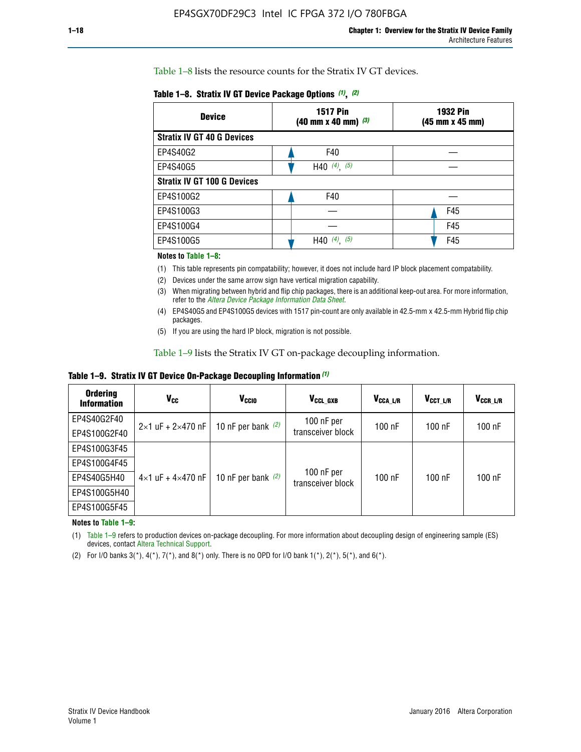Table 1–8 lists the resource counts for the Stratix IV GT devices.

**Table 1–8. Stratix IV GT Device Package Options (1), (2)**

| Device | 1517 Pin (40 mm x 40 mm) (3) | 1932 Pin (45 mm x 45 mm) |
|---|---|---|
| **Stratix IV GT 40 G Devices** | | |
| EP4S40G2 | F40 | — |
| EP4S40G5 | H40 (4), (5) | — |
| **Stratix IV GT 100 G Devices** | | |
| EP4S100G2 | F40 | — |
| EP4S100G3 | — | F45 |
| EP4S100G4 | — | F45 |
| EP4S100G5 | H40 (4), (5) | F45 |

**Notes to Table 1–8:**

(1) This table represents pin compatability; however, it does not include hard IP block placement compatability.

(2) Devices under the same arrow sign have vertical migration capability.

(3) When migrating between hybrid and flip chip packages, there is an additional keep-out area. For more information, refer to the *Altera Device Package Information Data Sheet*.

(4) EP4S40G5 and EP4S100G5 devices with 1517 pin-count are only available in 42.5-mm x 42.5-mm Hybrid flip chip packages.

(5) If you are using the hard IP block, migration is not possible.

Table 1–9 lists the Stratix IV GT on-package decoupling information.

**Table 1–9. Stratix IV GT Device On-Package Decoupling Information (1)**

| Ordering Information | $V_{CC}$ | $V_{CCIO}$ | $V_{CCL\_GXB}$ | $V_{CCA\_L/R}$ | $V_{CCT\_L/R}$ | $V_{CCR\_L/R}$ |
|---|---|---|---|---|---|---|
| EP4S40G2F40 | 2×1 uF + 2×470 nF | 10 nF per bank (2) | 100 nF per transceiver block | 100 nF | 100 nF | 100 nF |
| EP4S100G2F40 | | | | | | |
| EP4S100G3F45 | 4×1 uF + 4×470 nF | 10 nF per bank (2) | 100 nF per transceiver block | 100 nF | 100 nF | 100 nF |
| EP4S100G4F45 | | | | | | |
| EP4S40G5H40 | | | | | | |
| EP4S100G5H40 | | | | | | |
| EP4S100G5F45 | | | | | | |

**Notes to Table 1–9:**

(1) Table 1–9 refers to production devices on-package decoupling. For more information about decoupling design of engineering sample (ES) devices, contact Altera Technical Support.

(2) For I/O banks 3(*), 4(*), 7(*), and 8(*) only. There is no OPD for I/O bank 1(*), 2(*), 5(*), and 6(*).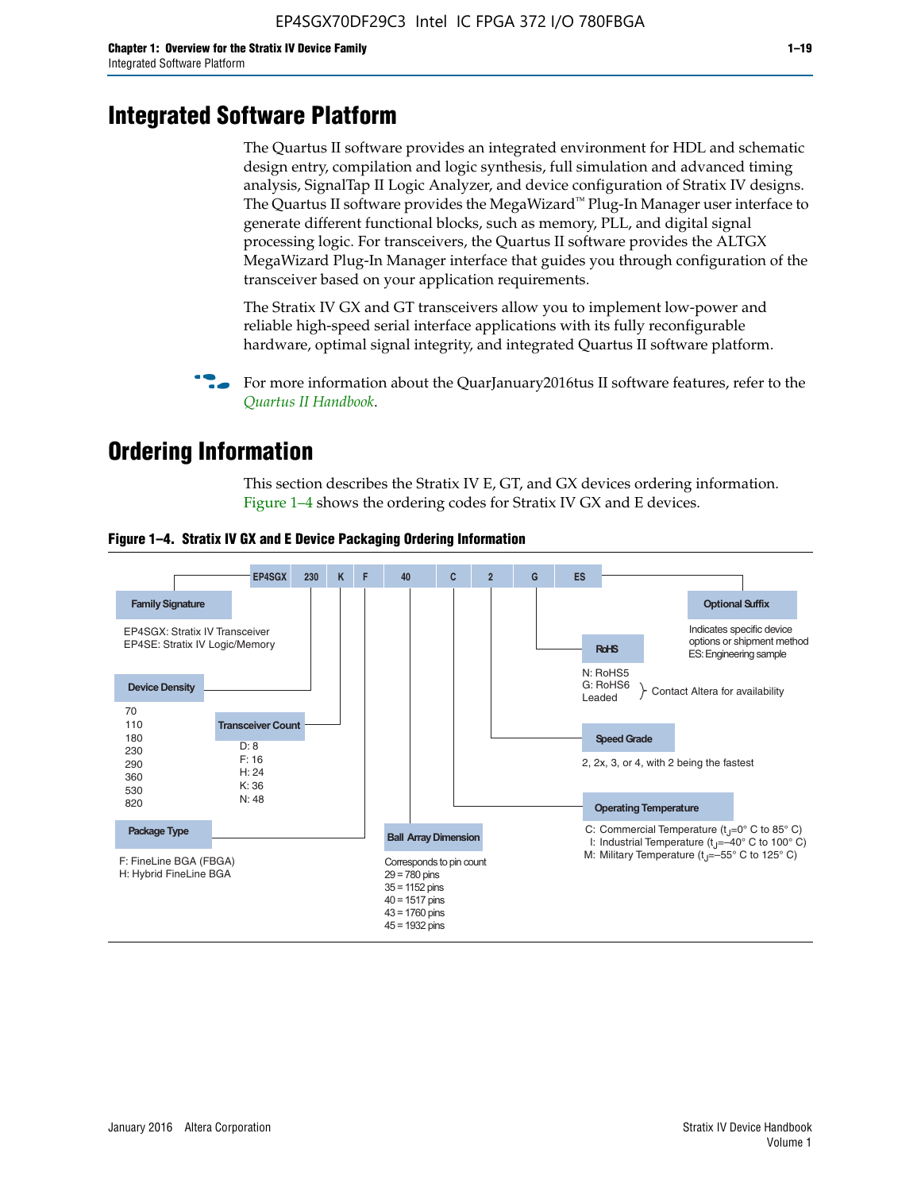# Integrated Software Platform

The Quartus II software provides an integrated environment for HDL and schematic design entry, compilation and logic synthesis, full simulation and advanced timing analysis, SignalTap II Logic Analyzer, and device configuration of Stratix IV designs. The Quartus II software provides the MegaWizard™ Plug-In Manager user interface to generate different functional blocks, such as memory, PLL, and digital signal processing logic. For transceivers, the Quartus II software provides the ALTGX MegaWizard Plug-In Manager interface that guides you through configuration of the transceiver based on your application requirements.

The Stratix IV GX and GT transceivers allow you to implement low-power and reliable high-speed serial interface applications with its fully reconfigurable hardware, optimal signal integrity, and integrated Quartus II software platform.

For more information about the QuarJanuary2016tus II software features, refer to the *Quartus II Handbook*.

# Ordering Information

This section describes the Stratix IV E, GT, and GX devices ordering information. Figure 1–4 shows the ordering codes for Stratix IV GX and E devices.

**Figure 1–4. Stratix IV GX and E Device Packaging Ordering Information**

EP4SGX 230 K F 40 C 2 G ES

**Family Signature**
- EP4SGX: Stratix IV Transceiver
- EP4SE: Stratix IV Logic/Memory

**Device Density**
- 70
- 110
- 180
- 230
- 290
- 360
- 530
- 820

**Transceiver Count**
- D: 8
- F: 16
- H: 24
- K: 36
- N: 48

**Package Type**
- F: FineLine BGA (FBGA)
- H: Hybrid FineLine BGA

**Ball Array Dimension**

Corresponds to pin count
- 29 = 780 pins
- 35 = 1152 pins
- 40 = 1517 pins
- 43 = 1760 pins
- 45 = 1932 pins

**Operating Temperature**
- C: Commercial Temperature ($t_J$=0° C to 85° C)
- I: Industrial Temperature ($t_J$=–40° C to 100° C)
- M: Military Temperature ($t_J$=–55° C to 125° C)

**Speed Grade**

2, 2x, 3, or 4, with 2 being the fastest

**RoHS**
- N: RoHS5
- G: RoHS6
- Leaded

(RoHS6 and Leaded: Contact Altera for availability)

**Optional Suffix**

Indicates specific device options or shipment method
ES: Engineering sample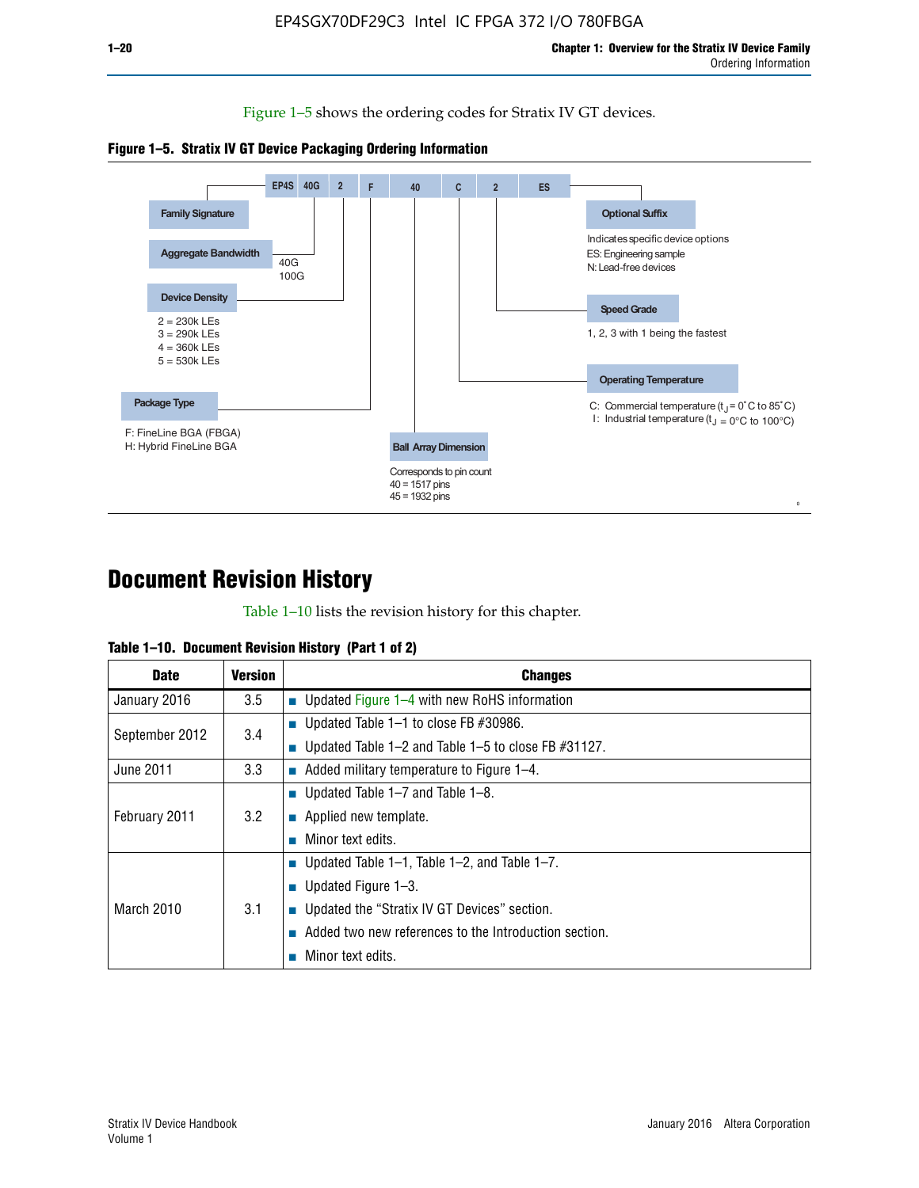Figure 1–5 shows the ordering codes for Stratix IV GT devices.

**Figure 1–5. Stratix IV GT Device Packaging Ordering Information**

EP4S 40G 2 F 40 C 2 ES

- **Family Signature**
- **Aggregate Bandwidth**: 40G, 100G
- **Device Density**: 2 = 230k LEs, 3 = 290k LEs, 4 = 360k LEs, 5 = 530k LEs
- **Package Type**: F: FineLine BGA (FBGA), H: Hybrid FineLine BGA
- **Ball Array Dimension**: Corresponds to pin count, 40 = 1517 pins, 45 = 1932 pins
- **Operating Temperature**: C: Commercial temperature ($t_J$ = 0˚C to 85˚C), I: Industrial temperature ($t_J$ = 0°C to 100°C)
- **Speed Grade**: 1, 2, 3 with 1 being the fastest
- **Optional Suffix**: Indicates specific device options, ES: Engineering sample, N: Lead-free devices

# Document Revision History

Table 1–10 lists the revision history for this chapter.

**Table 1–10. Document Revision History (Part 1 of 2)**

| Date | Version | Changes |
|---|---|---|
| January 2016 | 3.5 | ■ Updated Figure 1–4 with new RoHS information |
| September 2012 | 3.4 | ■ Updated Table 1–1 to close FB #30986.<br>■ Updated Table 1–2 and Table 1–5 to close FB #31127. |
| June 2011 | 3.3 | ■ Added military temperature to Figure 1–4. |
| February 2011 | 3.2 | ■ Updated Table 1–7 and Table 1–8.<br>■ Applied new template.<br>■ Minor text edits. |
| March 2010 | 3.1 | ■ Updated Table 1–1, Table 1–2, and Table 1–7.<br>■ Updated Figure 1–3.<br>■ Updated the “Stratix IV GT Devices” section.<br>■ Added two new references to the Introduction section.<br>■ Minor text edits. |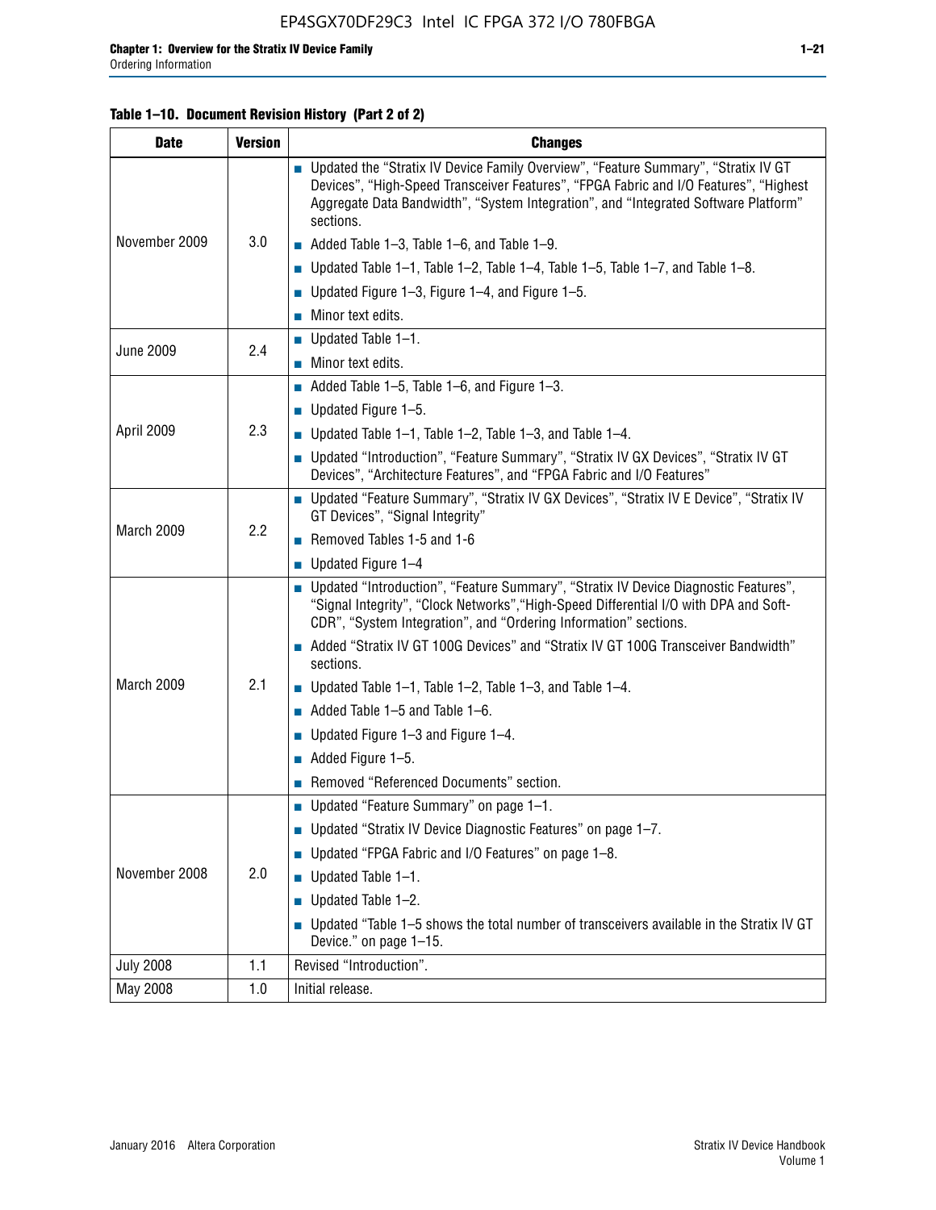**Table 1–10. Document Revision History (Part 2 of 2)**

| Date | Version | Changes |
|---|---|---|
| November 2009 | 3.0 | ■ Updated the "Stratix IV Device Family Overview", "Feature Summary", "Stratix IV GT Devices", "High-Speed Transceiver Features", "FPGA Fabric and I/O Features", "Highest Aggregate Data Bandwidth", "System Integration", and "Integrated Software Platform" sections.<br>■ Added Table 1–3, Table 1–6, and Table 1–9.<br>■ Updated Table 1–1, Table 1–2, Table 1–4, Table 1–5, Table 1–7, and Table 1–8.<br>■ Updated Figure 1–3, Figure 1–4, and Figure 1–5.<br>■ Minor text edits. |
| June 2009 | 2.4 | ■ Updated Table 1–1.<br>■ Minor text edits. |
| April 2009 | 2.3 | ■ Added Table 1–5, Table 1–6, and Figure 1–3.<br>■ Updated Figure 1–5.<br>■ Updated Table 1–1, Table 1–2, Table 1–3, and Table 1–4.<br>■ Updated "Introduction", "Feature Summary", "Stratix IV GX Devices", "Stratix IV GT Devices", "Architecture Features", and "FPGA Fabric and I/O Features" |
| March 2009 | 2.2 | ■ Updated "Feature Summary", "Stratix IV GX Devices", "Stratix IV E Device", "Stratix IV GT Devices", "Signal Integrity"<br>■ Removed Tables 1-5 and 1-6<br>■ Updated Figure 1–4 |
| March 2009 | 2.1 | ■ Updated "Introduction", "Feature Summary", "Stratix IV Device Diagnostic Features", "Signal Integrity", "Clock Networks","High-Speed Differential I/O with DPA and Soft-CDR", "System Integration", and "Ordering Information" sections.<br>■ Added "Stratix IV GT 100G Devices" and "Stratix IV GT 100G Transceiver Bandwidth" sections.<br>■ Updated Table 1–1, Table 1–2, Table 1–3, and Table 1–4.<br>■ Added Table 1–5 and Table 1–6.<br>■ Updated Figure 1–3 and Figure 1–4.<br>■ Added Figure 1–5.<br>■ Removed "Referenced Documents" section. |
| November 2008 | 2.0 | ■ Updated "Feature Summary" on page 1–1.<br>■ Updated "Stratix IV Device Diagnostic Features" on page 1–7.<br>■ Updated "FPGA Fabric and I/O Features" on page 1–8.<br>■ Updated Table 1–1.<br>■ Updated Table 1–2.<br>■ Updated "Table 1–5 shows the total number of transceivers available in the Stratix IV GT Device." on page 1–15. |
| July 2008 | 1.1 | Revised "Introduction". |
| May 2008 | 1.0 | Initial release. |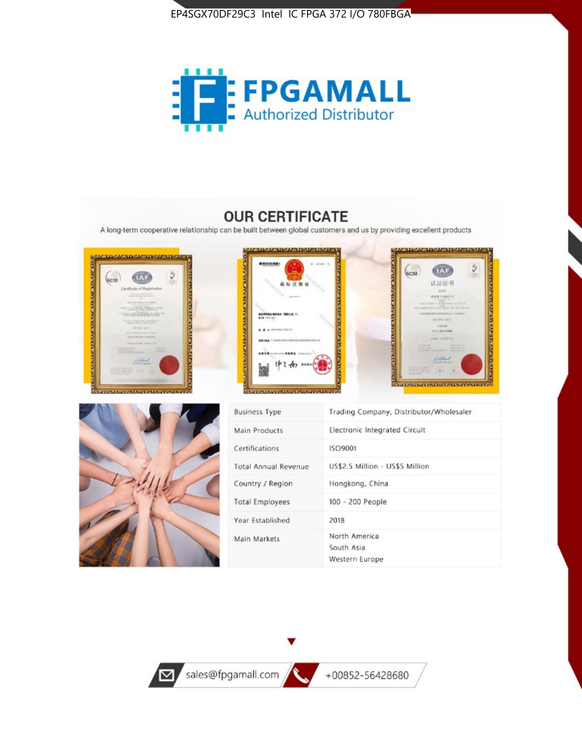FPGAMALL
Authorized Distributor

# OUR CERTIFICATE

A long-term cooperative relationship can be built between global customers and us by providing excellent products

| | |
|---|---|
| Business Type | Trading Company, Distributor/Wholesaler |
| Main Products | Electronic Integrated Circuit |
| Certifications | ISO9001 |
| Total Annual Revenue | US$2.5 Million - US$5 Million |
| Country / Region | Hongkong, China |
| Total Employees | 100 - 200 People |
| Year Established | 2018 |
| Main Markets | North America<br>South Asia<br>Western Europe |

sales@fpgamall.com

+00852-56428680